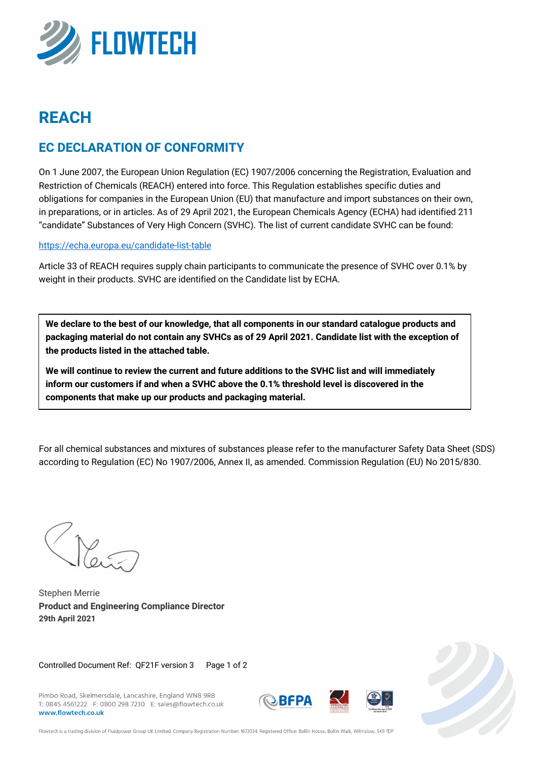# REACH

## EC DECLARATION OF CONFORMITY

On 1 June 2007, the European Union Regulation (EC) 1907/2006 concerning the Registration, Evaluation and Restriction of Chemicals (REACH) entered into force. This Regulation establishes specific duties and obligations for companies in the European Union (EU) that manufacture and import substances on their own, in preparations, or in articles. As of 29 April 2021, the European Chemicals Agency (ECHA) had identified 211 "candidate" Substances of Very High Concern (SVHC). The list of current candidate SVHC can be found:

https://echa.europa.eu/candidate-list-table

Article 33 of REACH requires supply chain participants to communicate the presence of SVHC over 0.1% by weight in their products. SVHC are identified on the Candidate list by ECHA.

**We declare to the best of our knowledge, that all components in our standard catalogue products and packaging material do not contain any SVHCs as of 29 April 2021. Candidate list with the exception of the products listed in the attached table.**

**We will continue to review the current and future additions to the SVHC list and will immediately inform our customers if and when a SVHC above the 0.1% threshold level is discovered in the components that make up our products and packaging material.**

For all chemical substances and mixtures of substances please refer to the manufacturer Safety Data Sheet (SDS) according to Regulation (EC) No 1907/2006, Annex II, as amended. Commission Regulation (EU) No 2015/830.

Stephen Merrie
**Product and Engineering Compliance Director**
**29th April 2021**

Controlled Document Ref: QF21F version 3

Pimbo Road, Skelmersdale, Lancashire, England WN8 9RB
T: 0845 4561222 F: 0800 298 7230 E: sales@flowtech.co.uk
**www.flowtech.co.uk**

Flowtech is a trading division of Fluidpower Group UK Limited. Company Registration Number: 1672034. Registered Office: Bollin House, Bollin Walk, Wilmslow, SK9 1DP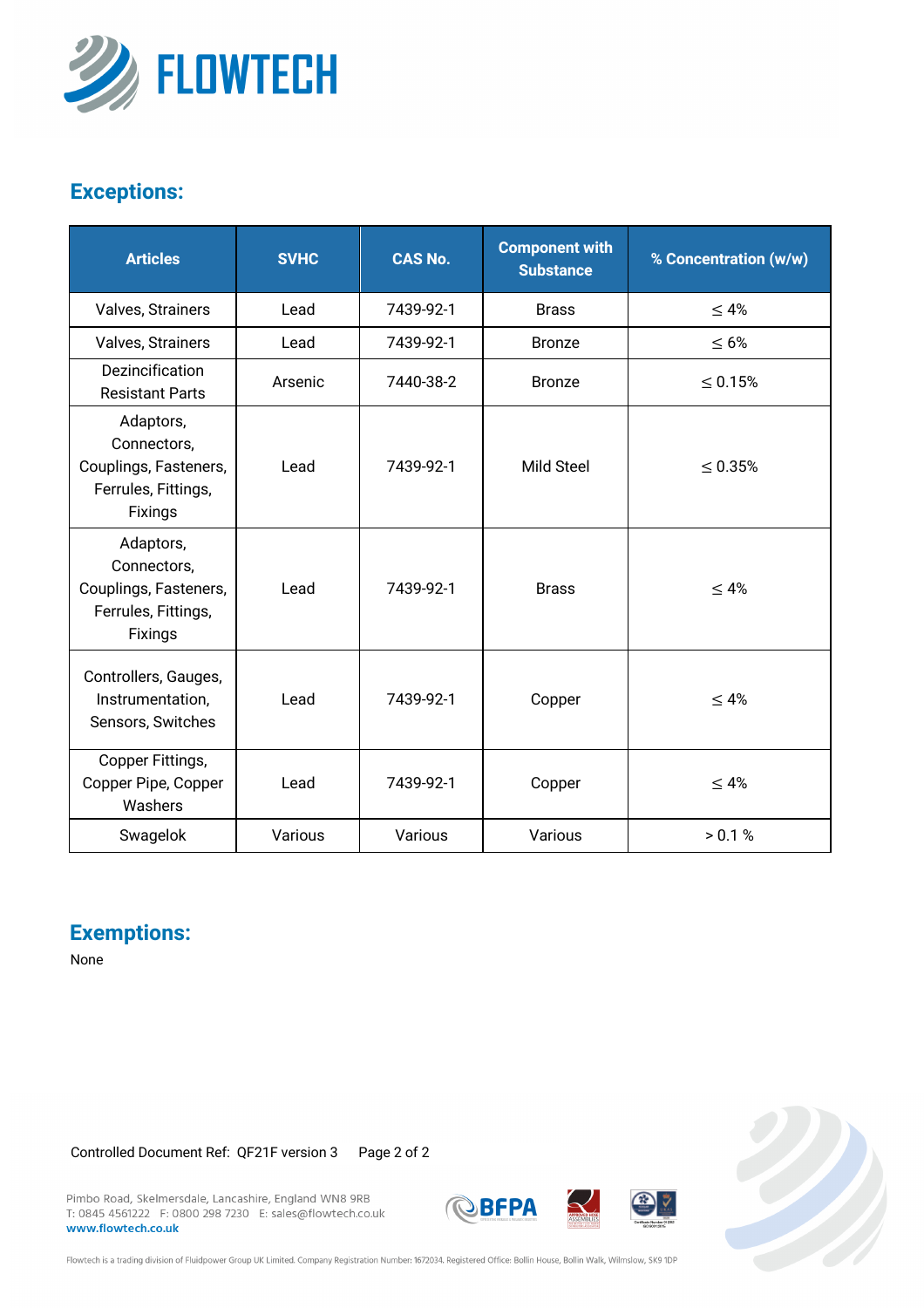## Exceptions:

| Articles | SVHC | CAS No. | Component with Substance | % Concentration (w/w) |
|---|---|---|---|---|
| Valves, Strainers | Lead | 7439-92-1 | Brass | $\leq$ 4% |
| Valves, Strainers | Lead | 7439-92-1 | Bronze | $\leq$ 6% |
| Dezincification Resistant Parts | Arsenic | 7440-38-2 | Bronze | $\leq$ 0.15% |
| Adaptors, Connectors, Couplings, Fasteners, Ferrules, Fittings, Fixings | Lead | 7439-92-1 | Mild Steel | $\leq$ 0.35% |
| Adaptors, Connectors, Couplings, Fasteners, Ferrules, Fittings, Fixings | Lead | 7439-92-1 | Brass | $\leq$ 4% |
| Controllers, Gauges, Instrumentation, Sensors, Switches | Lead | 7439-92-1 | Copper | $\leq$ 4% |
| Copper Fittings, Copper Pipe, Copper Washers | Lead | 7439-92-1 | Copper | $\leq$ 4% |
| Swagelok | Various | Various | Various | > 0.1 % |

## Exemptions:

None

Controlled Document Ref: QF21F version 3

Pimbo Road, Skelmersdale, Lancashire, England WN8 9RB
T: 0845 4561222 F: 0800 298 7230 E: sales@flowtech.co.uk
www.flowtech.co.uk

Flowtech is a trading division of Fluidpower Group UK Limited. Company Registration Number: 1672034. Registered Office: Bollin House, Bollin Walk, Wilmslow, SK9 1DP